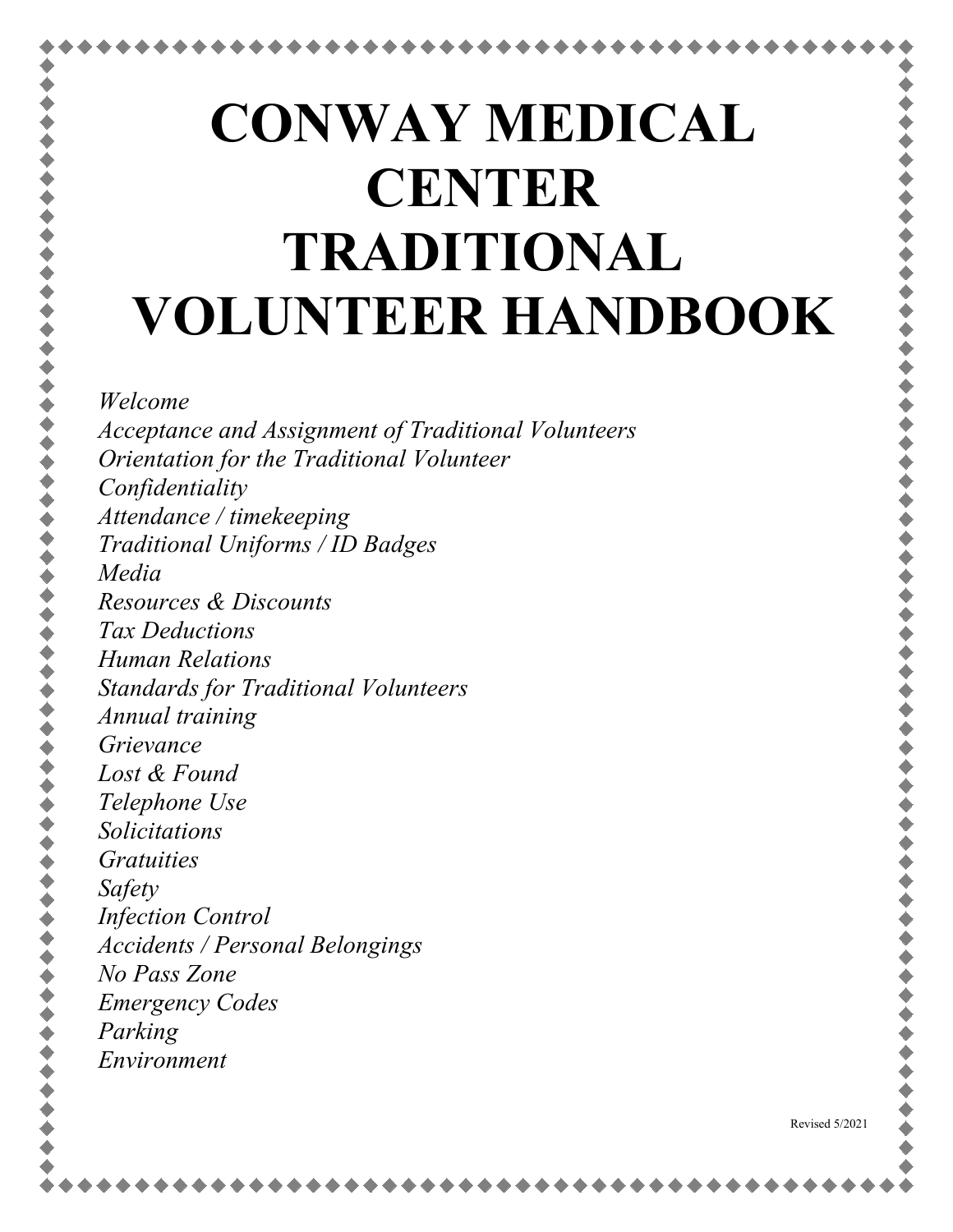# CONWAY MEDICAL CENTER TRADITIONAL VOLUNTEER HANDBOOK

*Welcome*
*Acceptance and Assignment of Traditional Volunteers*
*Orientation for the Traditional Volunteer*
*Confidentiality*
*Attendance / timekeeping*
*Traditional Uniforms / ID Badges*
*Media*
*Resources & Discounts*
*Tax Deductions*
*Human Relations*
*Standards for Traditional Volunteers*
*Annual training*
*Grievance*
*Lost & Found*
*Telephone Use*
*Solicitations*
*Gratuities*
*Safety*
*Infection Control*
*Accidents / Personal Belongings*
*No Pass Zone*
*Emergency Codes*
*Parking*
*Environment*

Revised 5/2021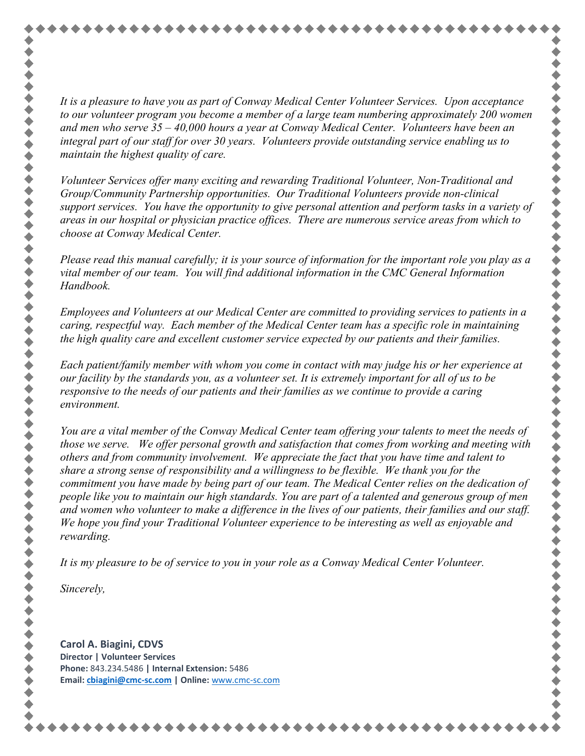*It is a pleasure to have you as part of Conway Medical Center Volunteer Services. Upon acceptance to our volunteer program you become a member of a large team numbering approximately 200 women and men who serve 35 – 40,000 hours a year at Conway Medical Center. Volunteers have been an integral part of our staff for over 30 years. Volunteers provide outstanding service enabling us to maintain the highest quality of care.*

*Volunteer Services offer many exciting and rewarding Traditional Volunteer, Non-Traditional and Group/Community Partnership opportunities. Our Traditional Volunteers provide non-clinical support services. You have the opportunity to give personal attention and perform tasks in a variety of areas in our hospital or physician practice offices. There are numerous service areas from which to choose at Conway Medical Center.*

*Please read this manual carefully; it is your source of information for the important role you play as a vital member of our team. You will find additional information in the CMC General Information Handbook.*

*Employees and Volunteers at our Medical Center are committed to providing services to patients in a caring, respectful way. Each member of the Medical Center team has a specific role in maintaining the high quality care and excellent customer service expected by our patients and their families.*

*Each patient/family member with whom you come in contact with may judge his or her experience at our facility by the standards you, as a volunteer set. It is extremely important for all of us to be responsive to the needs of our patients and their families as we continue to provide a caring environment.*

*You are a vital member of the Conway Medical Center team offering your talents to meet the needs of those we serve. We offer personal growth and satisfaction that comes from working and meeting with others and from community involvement. We appreciate the fact that you have time and talent to share a strong sense of responsibility and a willingness to be flexible. We thank you for the commitment you have made by being part of our team. The Medical Center relies on the dedication of people like you to maintain our high standards. You are part of a talented and generous group of men and women who volunteer to make a difference in the lives of our patients, their families and our staff. We hope you find your Traditional Volunteer experience to be interesting as well as enjoyable and rewarding.*

*It is my pleasure to be of service to you in your role as a Conway Medical Center Volunteer.*

*Sincerely,*

**Carol A. Biagini, CDVS**
**Director | Volunteer Services**
**Phone:** 843.234.5486 **| Internal Extension:** 5486
**Email:** **cbiagini@cmc-sc.com** **| Online:** www.cmc-sc.com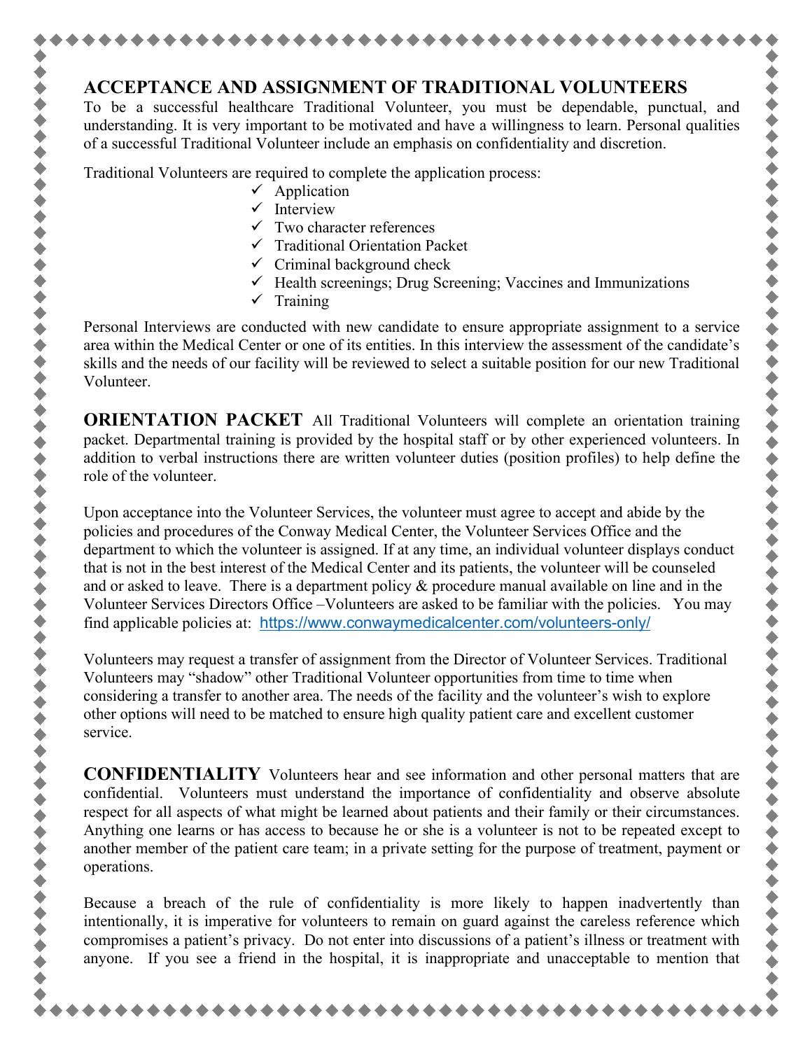## ACCEPTANCE AND ASSIGNMENT OF TRADITIONAL VOLUNTEERS

To be a successful healthcare Traditional Volunteer, you must be dependable, punctual, and understanding. It is very important to be motivated and have a willingness to learn. Personal qualities of a successful Traditional Volunteer include an emphasis on confidentiality and discretion.

Traditional Volunteers are required to complete the application process:

- ✓ Application
- ✓ Interview
- ✓ Two character references
- ✓ Traditional Orientation Packet
- ✓ Criminal background check
- ✓ Health screenings; Drug Screening; Vaccines and Immunizations
- ✓ Training

Personal Interviews are conducted with new candidate to ensure appropriate assignment to a service area within the Medical Center or one of its entities. In this interview the assessment of the candidate's skills and the needs of our facility will be reviewed to select a suitable position for our new Traditional Volunteer.

**ORIENTATION PACKET** All Traditional Volunteers will complete an orientation training packet. Departmental training is provided by the hospital staff or by other experienced volunteers. In addition to verbal instructions there are written volunteer duties (position profiles) to help define the role of the volunteer.

Upon acceptance into the Volunteer Services, the volunteer must agree to accept and abide by the policies and procedures of the Conway Medical Center, the Volunteer Services Office and the department to which the volunteer is assigned. If at any time, an individual volunteer displays conduct that is not in the best interest of the Medical Center and its patients, the volunteer will be counseled and or asked to leave. There is a department policy & procedure manual available on line and in the Volunteer Services Directors Office –Volunteers are asked to be familiar with the policies. You may find applicable policies at: https://www.conwaymedicalcenter.com/volunteers-only/

Volunteers may request a transfer of assignment from the Director of Volunteer Services. Traditional Volunteers may "shadow" other Traditional Volunteer opportunities from time to time when considering a transfer to another area. The needs of the facility and the volunteer's wish to explore other options will need to be matched to ensure high quality patient care and excellent customer service.

**CONFIDENTIALITY** Volunteers hear and see information and other personal matters that are confidential. Volunteers must understand the importance of confidentiality and observe absolute respect for all aspects of what might be learned about patients and their family or their circumstances. Anything one learns or has access to because he or she is a volunteer is not to be repeated except to another member of the patient care team; in a private setting for the purpose of treatment, payment or operations.

Because a breach of the rule of confidentiality is more likely to happen inadvertently than intentionally, it is imperative for volunteers to remain on guard against the careless reference which compromises a patient's privacy. Do not enter into discussions of a patient's illness or treatment with anyone. If you see a friend in the hospital, it is inappropriate and unacceptable to mention that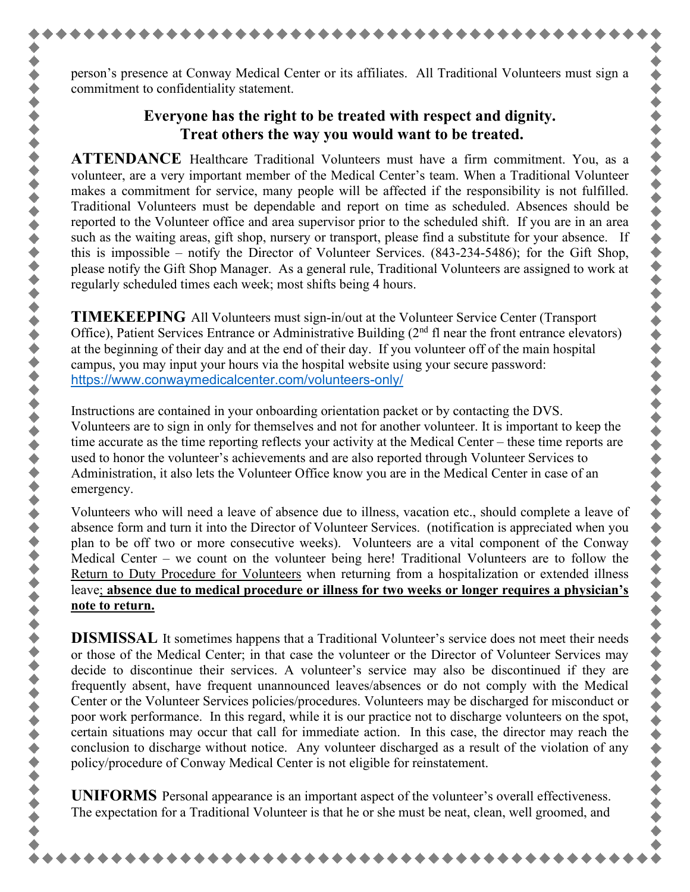person's presence at Conway Medical Center or its affiliates. All Traditional Volunteers must sign a commitment to confidentiality statement.

**Everyone has the right to be treated with respect and dignity.**
**Treat others the way you would want to be treated.**

**ATTENDANCE** Healthcare Traditional Volunteers must have a firm commitment. You, as a volunteer, are a very important member of the Medical Center's team. When a Traditional Volunteer makes a commitment for service, many people will be affected if the responsibility is not fulfilled. Traditional Volunteers must be dependable and report on time as scheduled. Absences should be reported to the Volunteer office and area supervisor prior to the scheduled shift. If you are in an area such as the waiting areas, gift shop, nursery or transport, please find a substitute for your absence. If this is impossible – notify the Director of Volunteer Services. (843-234-5486); for the Gift Shop, please notify the Gift Shop Manager. As a general rule, Traditional Volunteers are assigned to work at regularly scheduled times each week; most shifts being 4 hours.

**TIMEKEEPING** All Volunteers must sign-in/out at the Volunteer Service Center (Transport Office), Patient Services Entrance or Administrative Building (2nd fl near the front entrance elevators) at the beginning of their day and at the end of their day. If you volunteer off of the main hospital campus, you may input your hours via the hospital website using your secure password: https://www.conwaymedicalcenter.com/volunteers-only/

Instructions are contained in your onboarding orientation packet or by contacting the DVS. Volunteers are to sign in only for themselves and not for another volunteer. It is important to keep the time accurate as the time reporting reflects your activity at the Medical Center – these time reports are used to honor the volunteer's achievements and are also reported through Volunteer Services to Administration, it also lets the Volunteer Office know you are in the Medical Center in case of an emergency.

Volunteers who will need a leave of absence due to illness, vacation etc., should complete a leave of absence form and turn it into the Director of Volunteer Services. (notification is appreciated when you plan to be off two or more consecutive weeks). Volunteers are a vital component of the Conway Medical Center – we count on the volunteer being here! Traditional Volunteers are to follow the Return to Duty Procedure for Volunteers when returning from a hospitalization or extended illness leave; **absence due to medical procedure or illness for two weeks or longer requires a physician's note to return.**

**DISMISSAL** It sometimes happens that a Traditional Volunteer's service does not meet their needs or those of the Medical Center; in that case the volunteer or the Director of Volunteer Services may decide to discontinue their services. A volunteer's service may also be discontinued if they are frequently absent, have frequent unannounced leaves/absences or do not comply with the Medical Center or the Volunteer Services policies/procedures. Volunteers may be discharged for misconduct or poor work performance. In this regard, while it is our practice not to discharge volunteers on the spot, certain situations may occur that call for immediate action. In this case, the director may reach the conclusion to discharge without notice. Any volunteer discharged as a result of the violation of any policy/procedure of Conway Medical Center is not eligible for reinstatement.

**UNIFORMS** Personal appearance is an important aspect of the volunteer's overall effectiveness. The expectation for a Traditional Volunteer is that he or she must be neat, clean, well groomed, and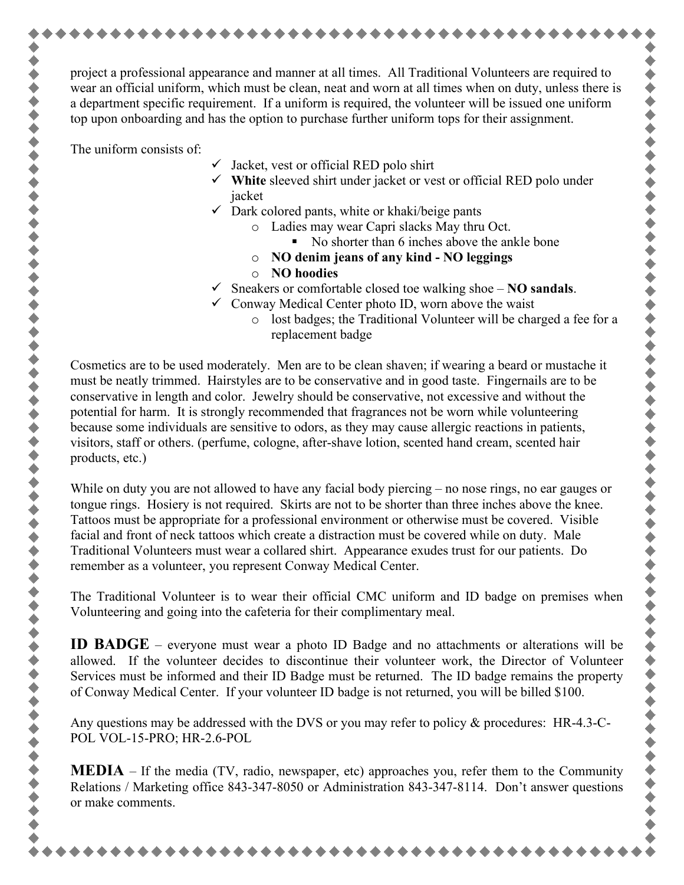project a professional appearance and manner at all times. All Traditional Volunteers are required to wear an official uniform, which must be clean, neat and worn at all times when on duty, unless there is a department specific requirement. If a uniform is required, the volunteer will be issued one uniform top upon onboarding and has the option to purchase further uniform tops for their assignment.

The uniform consists of:

- ✓ Jacket, vest or official RED polo shirt
- ✓ **White** sleeved shirt under jacket or vest or official RED polo under jacket
- ✓ Dark colored pants, white or khaki/beige pants
  - Ladies may wear Capri slacks May thru Oct.
    - No shorter than 6 inches above the ankle bone
  - **NO denim jeans of any kind - NO leggings**
  - **NO hoodies**
- ✓ Sneakers or comfortable closed toe walking shoe – **NO sandals**.
- ✓ Conway Medical Center photo ID, worn above the waist
  - lost badges; the Traditional Volunteer will be charged a fee for a replacement badge

Cosmetics are to be used moderately. Men are to be clean shaven; if wearing a beard or mustache it must be neatly trimmed. Hairstyles are to be conservative and in good taste. Fingernails are to be conservative in length and color. Jewelry should be conservative, not excessive and without the potential for harm. It is strongly recommended that fragrances not be worn while volunteering because some individuals are sensitive to odors, as they may cause allergic reactions in patients, visitors, staff or others. (perfume, cologne, after-shave lotion, scented hand cream, scented hair products, etc.)

While on duty you are not allowed to have any facial body piercing – no nose rings, no ear gauges or tongue rings. Hosiery is not required. Skirts are not to be shorter than three inches above the knee. Tattoos must be appropriate for a professional environment or otherwise must be covered. Visible facial and front of neck tattoos which create a distraction must be covered while on duty. Male Traditional Volunteers must wear a collared shirt. Appearance exudes trust for our patients. Do remember as a volunteer, you represent Conway Medical Center.

The Traditional Volunteer is to wear their official CMC uniform and ID badge on premises when Volunteering and going into the cafeteria for their complimentary meal.

**ID BADGE** – everyone must wear a photo ID Badge and no attachments or alterations will be allowed. If the volunteer decides to discontinue their volunteer work, the Director of Volunteer Services must be informed and their ID Badge must be returned. The ID badge remains the property of Conway Medical Center. If your volunteer ID badge is not returned, you will be billed $100.

Any questions may be addressed with the DVS or you may refer to policy & procedures: HR-4.3-C-POL VOL-15-PRO; HR-2.6-POL

**MEDIA** – If the media (TV, radio, newspaper, etc) approaches you, refer them to the Community Relations / Marketing office 843-347-8050 or Administration 843-347-8114. Don't answer questions or make comments.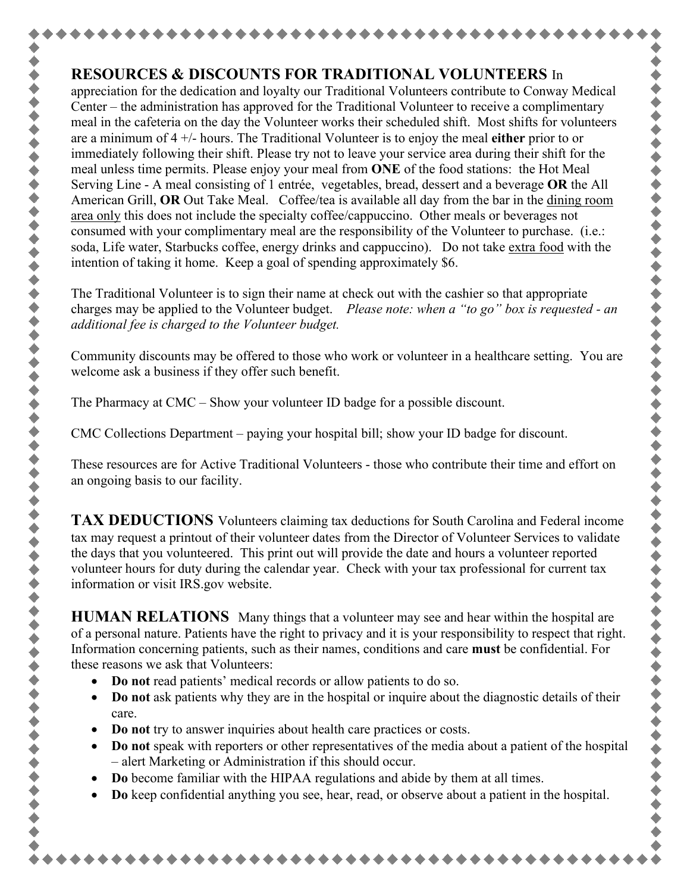**RESOURCES & DISCOUNTS FOR TRADITIONAL VOLUNTEERS** In appreciation for the dedication and loyalty our Traditional Volunteers contribute to Conway Medical Center – the administration has approved for the Traditional Volunteer to receive a complimentary meal in the cafeteria on the day the Volunteer works their scheduled shift. Most shifts for volunteers are a minimum of 4 +/- hours. The Traditional Volunteer is to enjoy the meal **either** prior to or immediately following their shift. Please try not to leave your service area during their shift for the meal unless time permits. Please enjoy your meal from **ONE** of the food stations: the Hot Meal Serving Line - A meal consisting of 1 entrée, vegetables, bread, dessert and a beverage **OR** the All American Grill, **OR** Out Take Meal. Coffee/tea is available all day from the bar in the <u>dining room area only</u> this does not include the specialty coffee/cappuccino. Other meals or beverages not consumed with your complimentary meal are the responsibility of the Volunteer to purchase. (i.e.: soda, Life water, Starbucks coffee, energy drinks and cappuccino). Do not take <u>extra food</u> with the intention of taking it home. Keep a goal of spending approximately $6.

The Traditional Volunteer is to sign their name at check out with the cashier so that appropriate charges may be applied to the Volunteer budget. *Please note: when a "to go" box is requested - an additional fee is charged to the Volunteer budget.*

Community discounts may be offered to those who work or volunteer in a healthcare setting. You are welcome ask a business if they offer such benefit.

The Pharmacy at CMC – Show your volunteer ID badge for a possible discount.

CMC Collections Department – paying your hospital bill; show your ID badge for discount.

These resources are for Active Traditional Volunteers - those who contribute their time and effort on an ongoing basis to our facility.

**TAX DEDUCTIONS** Volunteers claiming tax deductions for South Carolina and Federal income tax may request a printout of their volunteer dates from the Director of Volunteer Services to validate the days that you volunteered. This print out will provide the date and hours a volunteer reported volunteer hours for duty during the calendar year. Check with your tax professional for current tax information or visit IRS.gov website.

**HUMAN RELATIONS** Many things that a volunteer may see and hear within the hospital are of a personal nature. Patients have the right to privacy and it is your responsibility to respect that right. Information concerning patients, such as their names, conditions and care **must** be confidential. For these reasons we ask that Volunteers:

- **Do not** read patients' medical records or allow patients to do so.
- **Do not** ask patients why they are in the hospital or inquire about the diagnostic details of their care.
- **Do not** try to answer inquiries about health care practices or costs.
- **Do not** speak with reporters or other representatives of the media about a patient of the hospital – alert Marketing or Administration if this should occur.
- **Do** become familiar with the HIPAA regulations and abide by them at all times.
- **Do** keep confidential anything you see, hear, read, or observe about a patient in the hospital.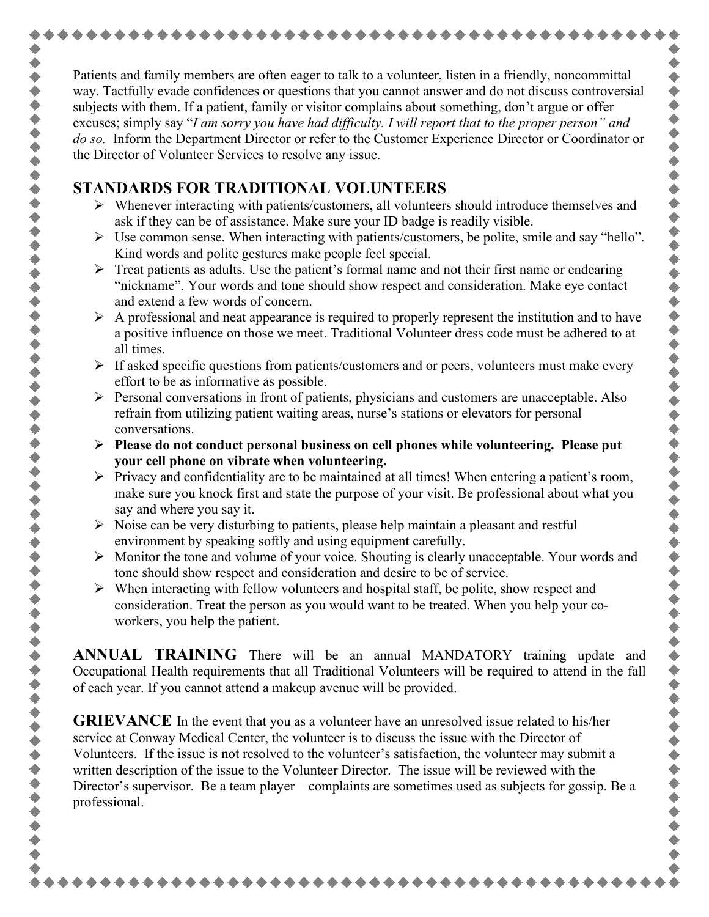Patients and family members are often eager to talk to a volunteer, listen in a friendly, noncommittal way. Tactfully evade confidences or questions that you cannot answer and do not discuss controversial subjects with them. If a patient, family or visitor complains about something, don't argue or offer excuses; simply say "*I am sorry you have had difficulty. I will report that to the proper person" and do so.* Inform the Department Director or refer to the Customer Experience Director or Coordinator or the Director of Volunteer Services to resolve any issue.

## STANDARDS FOR TRADITIONAL VOLUNTEERS

- Whenever interacting with patients/customers, all volunteers should introduce themselves and ask if they can be of assistance. Make sure your ID badge is readily visible.
- Use common sense. When interacting with patients/customers, be polite, smile and say "hello". Kind words and polite gestures make people feel special.
- Treat patients as adults. Use the patient's formal name and not their first name or endearing "nickname". Your words and tone should show respect and consideration. Make eye contact and extend a few words of concern.
- A professional and neat appearance is required to properly represent the institution and to have a positive influence on those we meet. Traditional Volunteer dress code must be adhered to at all times.
- If asked specific questions from patients/customers and or peers, volunteers must make every effort to be as informative as possible.
- Personal conversations in front of patients, physicians and customers are unacceptable. Also refrain from utilizing patient waiting areas, nurse's stations or elevators for personal conversations.
- **Please do not conduct personal business on cell phones while volunteering. Please put your cell phone on vibrate when volunteering.**
- Privacy and confidentiality are to be maintained at all times! When entering a patient's room, make sure you knock first and state the purpose of your visit. Be professional about what you say and where you say it.
- Noise can be very disturbing to patients, please help maintain a pleasant and restful environment by speaking softly and using equipment carefully.
- Monitor the tone and volume of your voice. Shouting is clearly unacceptable. Your words and tone should show respect and consideration and desire to be of service.
- When interacting with fellow volunteers and hospital staff, be polite, show respect and consideration. Treat the person as you would want to be treated. When you help your co-workers, you help the patient.

**ANNUAL TRAINING** There will be an annual MANDATORY training update and Occupational Health requirements that all Traditional Volunteers will be required to attend in the fall of each year. If you cannot attend a makeup avenue will be provided.

**GRIEVANCE** In the event that you as a volunteer have an unresolved issue related to his/her service at Conway Medical Center, the volunteer is to discuss the issue with the Director of Volunteers. If the issue is not resolved to the volunteer's satisfaction, the volunteer may submit a written description of the issue to the Volunteer Director. The issue will be reviewed with the Director's supervisor. Be a team player – complaints are sometimes used as subjects for gossip. Be a professional.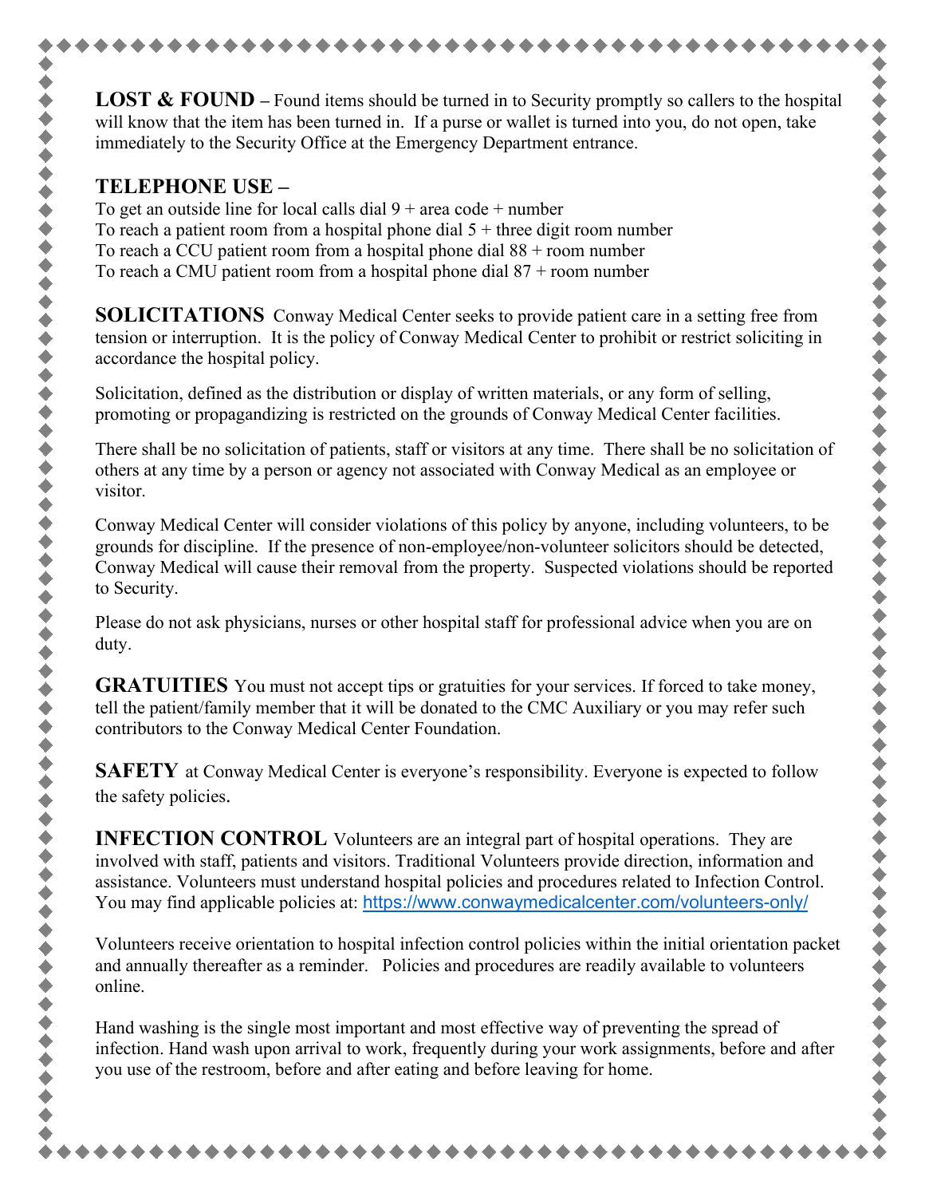**LOST & FOUND** – Found items should be turned in to Security promptly so callers to the hospital will know that the item has been turned in. If a purse or wallet is turned into you, do not open, take immediately to the Security Office at the Emergency Department entrance.

**TELEPHONE USE –**

To get an outside line for local calls dial 9 + area code + number
To reach a patient room from a hospital phone dial 5 + three digit room number
To reach a CCU patient room from a hospital phone dial 88 + room number
To reach a CMU patient room from a hospital phone dial 87 + room number

**SOLICITATIONS** Conway Medical Center seeks to provide patient care in a setting free from tension or interruption. It is the policy of Conway Medical Center to prohibit or restrict soliciting in accordance the hospital policy.

Solicitation, defined as the distribution or display of written materials, or any form of selling, promoting or propagandizing is restricted on the grounds of Conway Medical Center facilities.

There shall be no solicitation of patients, staff or visitors at any time. There shall be no solicitation of others at any time by a person or agency not associated with Conway Medical as an employee or visitor.

Conway Medical Center will consider violations of this policy by anyone, including volunteers, to be grounds for discipline. If the presence of non-employee/non-volunteer solicitors should be detected, Conway Medical will cause their removal from the property. Suspected violations should be reported to Security.

Please do not ask physicians, nurses or other hospital staff for professional advice when you are on duty.

**GRATUITIES** You must not accept tips or gratuities for your services. If forced to take money, tell the patient/family member that it will be donated to the CMC Auxiliary or you may refer such contributors to the Conway Medical Center Foundation.

**SAFETY** at Conway Medical Center is everyone's responsibility. Everyone is expected to follow the safety policies.

**INFECTION CONTROL** Volunteers are an integral part of hospital operations. They are involved with staff, patients and visitors. Traditional Volunteers provide direction, information and assistance. Volunteers must understand hospital policies and procedures related to Infection Control. You may find applicable policies at: https://www.conwaymedicalcenter.com/volunteers-only/

Volunteers receive orientation to hospital infection control policies within the initial orientation packet and annually thereafter as a reminder. Policies and procedures are readily available to volunteers online.

Hand washing is the single most important and most effective way of preventing the spread of infection. Hand wash upon arrival to work, frequently during your work assignments, before and after you use of the restroom, before and after eating and before leaving for home.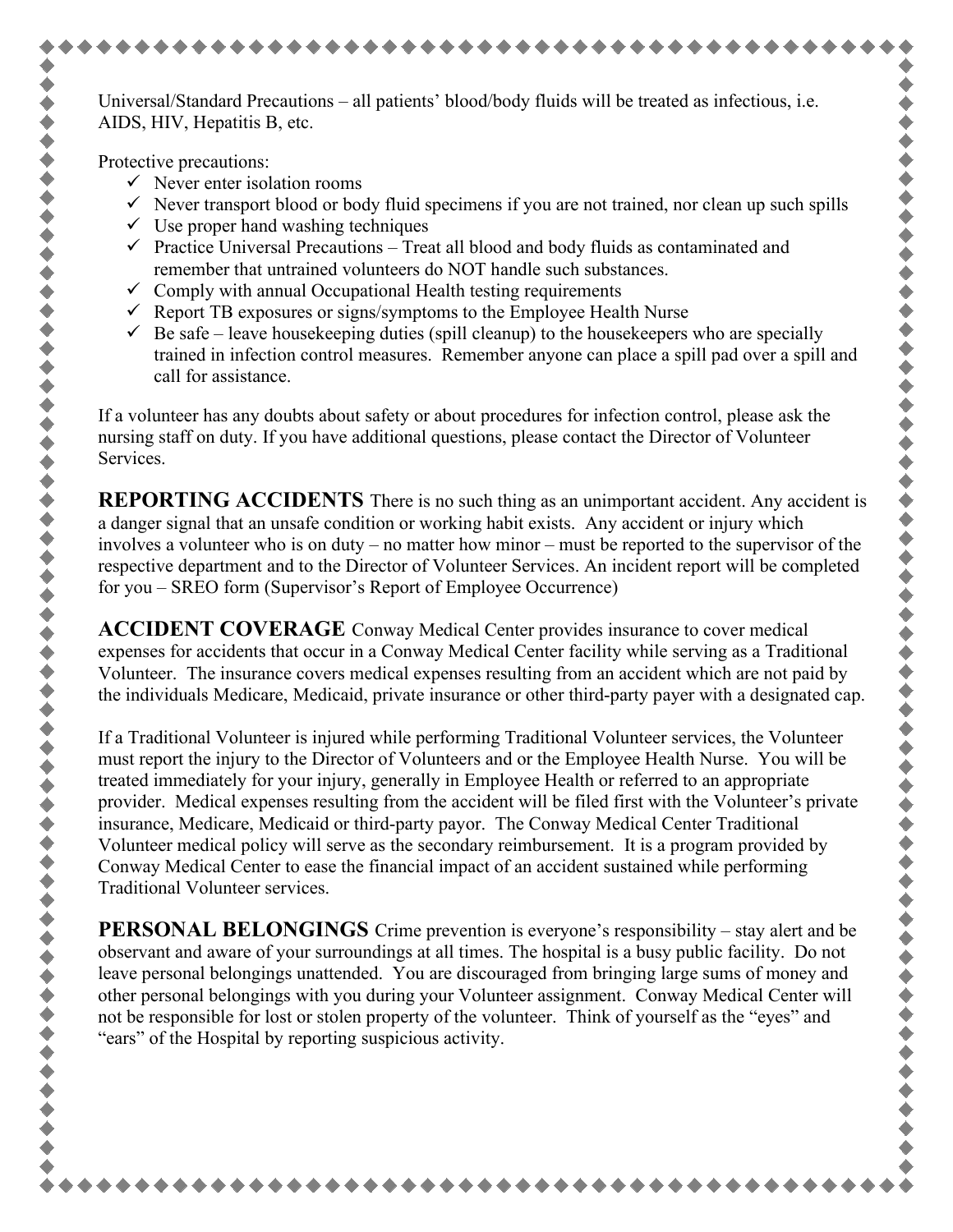Universal/Standard Precautions – all patients' blood/body fluids will be treated as infectious, i.e. AIDS, HIV, Hepatitis B, etc.

Protective precautions:

- ✓ Never enter isolation rooms
- ✓ Never transport blood or body fluid specimens if you are not trained, nor clean up such spills
- ✓ Use proper hand washing techniques
- ✓ Practice Universal Precautions – Treat all blood and body fluids as contaminated and remember that untrained volunteers do NOT handle such substances.
- ✓ Comply with annual Occupational Health testing requirements
- ✓ Report TB exposures or signs/symptoms to the Employee Health Nurse
- ✓ Be safe – leave housekeeping duties (spill cleanup) to the housekeepers who are specially trained in infection control measures. Remember anyone can place a spill pad over a spill and call for assistance.

If a volunteer has any doubts about safety or about procedures for infection control, please ask the nursing staff on duty. If you have additional questions, please contact the Director of Volunteer Services.

**REPORTING ACCIDENTS** There is no such thing as an unimportant accident. Any accident is a danger signal that an unsafe condition or working habit exists. Any accident or injury which involves a volunteer who is on duty – no matter how minor – must be reported to the supervisor of the respective department and to the Director of Volunteer Services. An incident report will be completed for you – SREO form (Supervisor's Report of Employee Occurrence)

**ACCIDENT COVERAGE** Conway Medical Center provides insurance to cover medical expenses for accidents that occur in a Conway Medical Center facility while serving as a Traditional Volunteer. The insurance covers medical expenses resulting from an accident which are not paid by the individuals Medicare, Medicaid, private insurance or other third-party payer with a designated cap.

If a Traditional Volunteer is injured while performing Traditional Volunteer services, the Volunteer must report the injury to the Director of Volunteers and or the Employee Health Nurse. You will be treated immediately for your injury, generally in Employee Health or referred to an appropriate provider. Medical expenses resulting from the accident will be filed first with the Volunteer's private insurance, Medicare, Medicaid or third-party payor. The Conway Medical Center Traditional Volunteer medical policy will serve as the secondary reimbursement. It is a program provided by Conway Medical Center to ease the financial impact of an accident sustained while performing Traditional Volunteer services.

**PERSONAL BELONGINGS** Crime prevention is everyone's responsibility – stay alert and be observant and aware of your surroundings at all times. The hospital is a busy public facility. Do not leave personal belongings unattended. You are discouraged from bringing large sums of money and other personal belongings with you during your Volunteer assignment. Conway Medical Center will not be responsible for lost or stolen property of the volunteer. Think of yourself as the "eyes" and "ears" of the Hospital by reporting suspicious activity.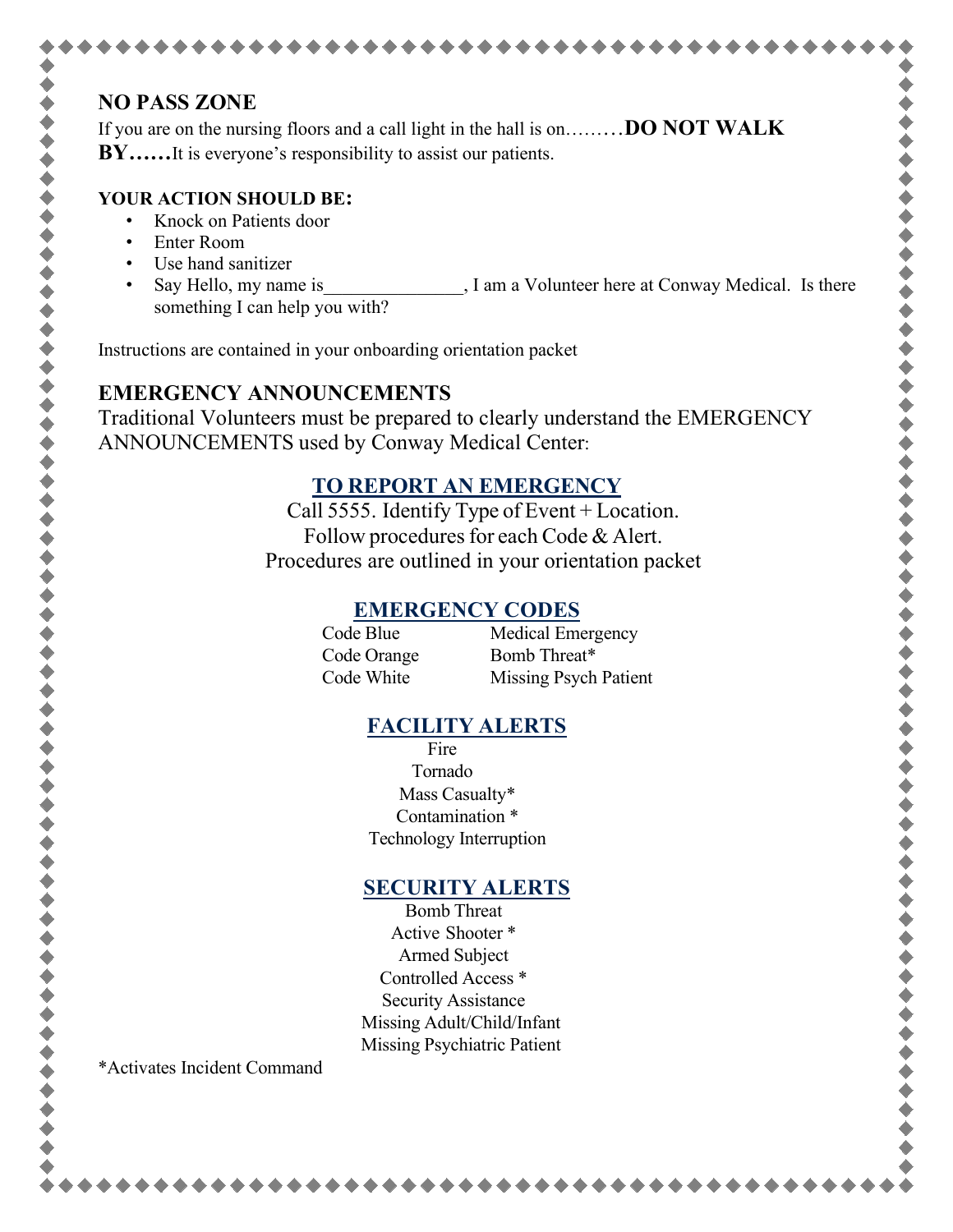## NO PASS ZONE

If you are on the nursing floors and a call light in the hall is on………**DO NOT WALK BY……**It is everyone's responsibility to assist our patients.

**YOUR ACTION SHOULD BE:**

- Knock on Patients door
- Enter Room
- Use hand sanitizer
- Say Hello, my name is_______________, I am a Volunteer here at Conway Medical. Is there something I can help you with?

Instructions are contained in your onboarding orientation packet

## EMERGENCY ANNOUNCEMENTS

Traditional Volunteers must be prepared to clearly understand the EMERGENCY ANNOUNCEMENTS used by Conway Medical Center:

### TO REPORT AN EMERGENCY

Call 5555. Identify Type of Event + Location.
Follow procedures for each Code & Alert.
Procedures are outlined in your orientation packet

### EMERGENCY CODES

| | |
|---|---|
| Code Blue | Medical Emergency |
| Code Orange | Bomb Threat* |
| Code White | Missing Psych Patient |

### FACILITY ALERTS

Fire
Tornado
Mass Casualty*
Contamination *
Technology Interruption

### SECURITY ALERTS

Bomb Threat
Active Shooter *
Armed Subject
Controlled Access *
Security Assistance
Missing Adult/Child/Infant
Missing Psychiatric Patient

*Activates Incident Command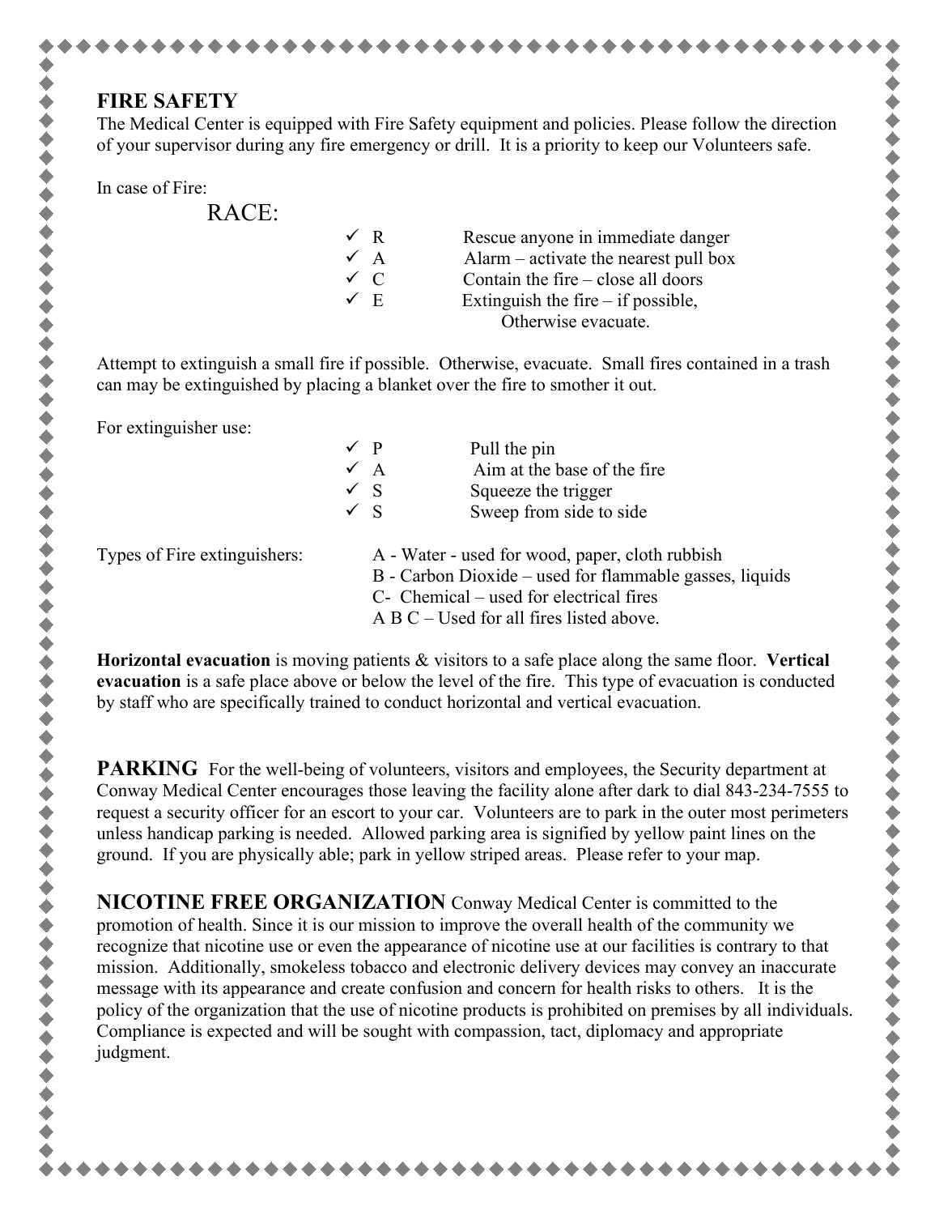## FIRE SAFETY

The Medical Center is equipped with Fire Safety equipment and policies. Please follow the direction of your supervisor during any fire emergency or drill. It is a priority to keep our Volunteers safe.

In case of Fire:

RACE:

- ✓ R — Rescue anyone in immediate danger
- ✓ A — Alarm – activate the nearest pull box
- ✓ C — Contain the fire – close all doors
- ✓ E — Extinguish the fire – if possible, Otherwise evacuate.

Attempt to extinguish a small fire if possible. Otherwise, evacuate. Small fires contained in a trash can may be extinguished by placing a blanket over the fire to smother it out.

For extinguisher use:

- ✓ P — Pull the pin
- ✓ A — Aim at the base of the fire
- ✓ S — Squeeze the trigger
- ✓ S — Sweep from side to side

Types of Fire extinguishers:

- A - Water - used for wood, paper, cloth rubbish
- B - Carbon Dioxide – used for flammable gasses, liquids
- C- Chemical – used for electrical fires
- A B C – Used for all fires listed above.

**Horizontal evacuation** is moving patients & visitors to a safe place along the same floor. **Vertical evacuation** is a safe place above or below the level of the fire. This type of evacuation is conducted by staff who are specifically trained to conduct horizontal and vertical evacuation.

**PARKING** For the well-being of volunteers, visitors and employees, the Security department at Conway Medical Center encourages those leaving the facility alone after dark to dial 843-234-7555 to request a security officer for an escort to your car. Volunteers are to park in the outer most perimeters unless handicap parking is needed. Allowed parking area is signified by yellow paint lines on the ground. If you are physically able; park in yellow striped areas. Please refer to your map.

**NICOTINE FREE ORGANIZATION** Conway Medical Center is committed to the promotion of health. Since it is our mission to improve the overall health of the community we recognize that nicotine use or even the appearance of nicotine use at our facilities is contrary to that mission. Additionally, smokeless tobacco and electronic delivery devices may convey an inaccurate message with its appearance and create confusion and concern for health risks to others. It is the policy of the organization that the use of nicotine products is prohibited on premises by all individuals. Compliance is expected and will be sought with compassion, tact, diplomacy and appropriate judgment.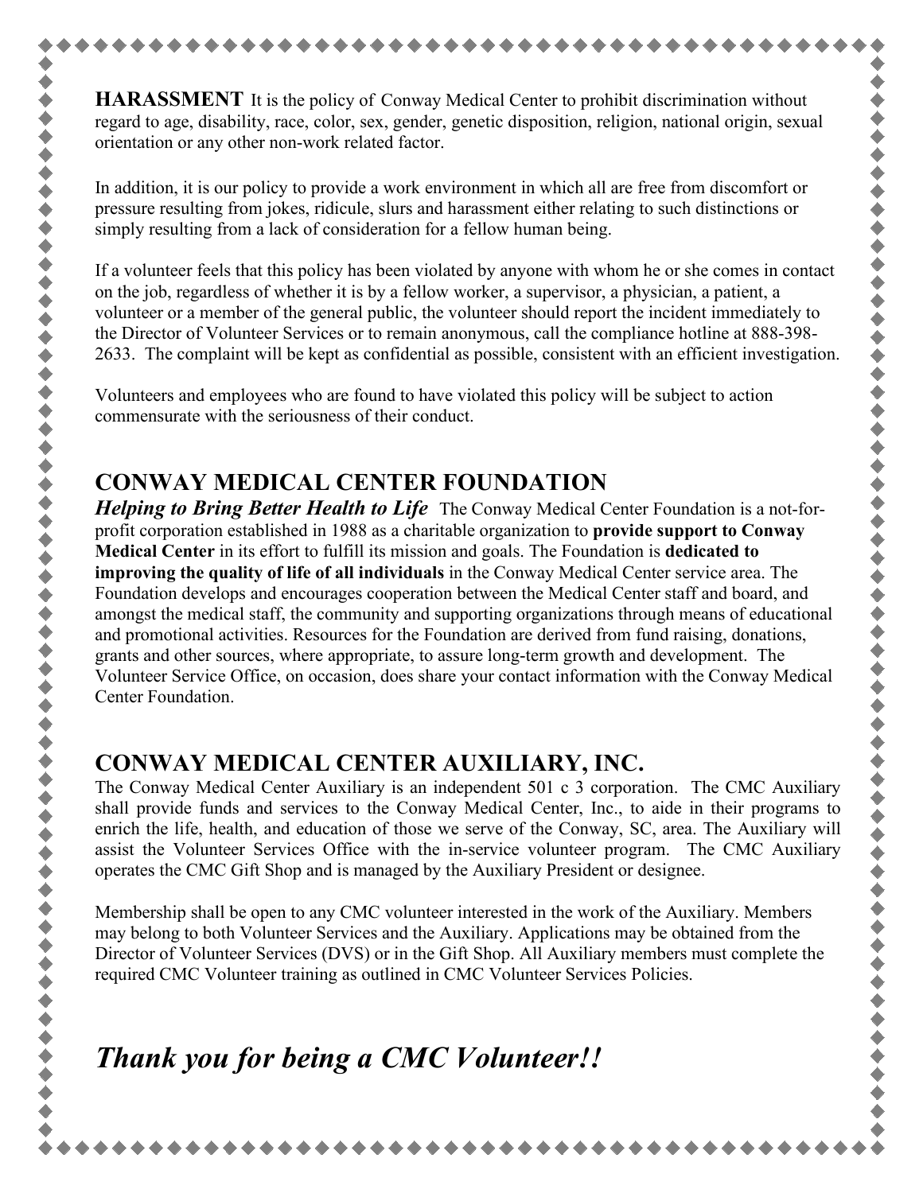**HARASSMENT** It is the policy of Conway Medical Center to prohibit discrimination without regard to age, disability, race, color, sex, gender, genetic disposition, religion, national origin, sexual orientation or any other non-work related factor.

In addition, it is our policy to provide a work environment in which all are free from discomfort or pressure resulting from jokes, ridicule, slurs and harassment either relating to such distinctions or simply resulting from a lack of consideration for a fellow human being.

If a volunteer feels that this policy has been violated by anyone with whom he or she comes in contact on the job, regardless of whether it is by a fellow worker, a supervisor, a physician, a patient, a volunteer or a member of the general public, the volunteer should report the incident immediately to the Director of Volunteer Services or to remain anonymous, call the compliance hotline at 888-398-2633. The complaint will be kept as confidential as possible, consistent with an efficient investigation.

Volunteers and employees who are found to have violated this policy will be subject to action commensurate with the seriousness of their conduct.

## CONWAY MEDICAL CENTER FOUNDATION

***Helping to Bring Better Health to Life*** The Conway Medical Center Foundation is a not-for-profit corporation established in 1988 as a charitable organization to **provide support to Conway Medical Center** in its effort to fulfill its mission and goals. The Foundation is **dedicated to improving the quality of life of all individuals** in the Conway Medical Center service area. The Foundation develops and encourages cooperation between the Medical Center staff and board, and amongst the medical staff, the community and supporting organizations through means of educational and promotional activities. Resources for the Foundation are derived from fund raising, donations, grants and other sources, where appropriate, to assure long-term growth and development. The Volunteer Service Office, on occasion, does share your contact information with the Conway Medical Center Foundation.

## CONWAY MEDICAL CENTER AUXILIARY, INC.

The Conway Medical Center Auxiliary is an independent 501 c 3 corporation. The CMC Auxiliary shall provide funds and services to the Conway Medical Center, Inc., to aide in their programs to enrich the life, health, and education of those we serve of the Conway, SC, area. The Auxiliary will assist the Volunteer Services Office with the in-service volunteer program. The CMC Auxiliary operates the CMC Gift Shop and is managed by the Auxiliary President or designee.

Membership shall be open to any CMC volunteer interested in the work of the Auxiliary. Members may belong to both Volunteer Services and the Auxiliary. Applications may be obtained from the Director of Volunteer Services (DVS) or in the Gift Shop. All Auxiliary members must complete the required CMC Volunteer training as outlined in CMC Volunteer Services Policies.

# *Thank you for being a CMC Volunteer!!*